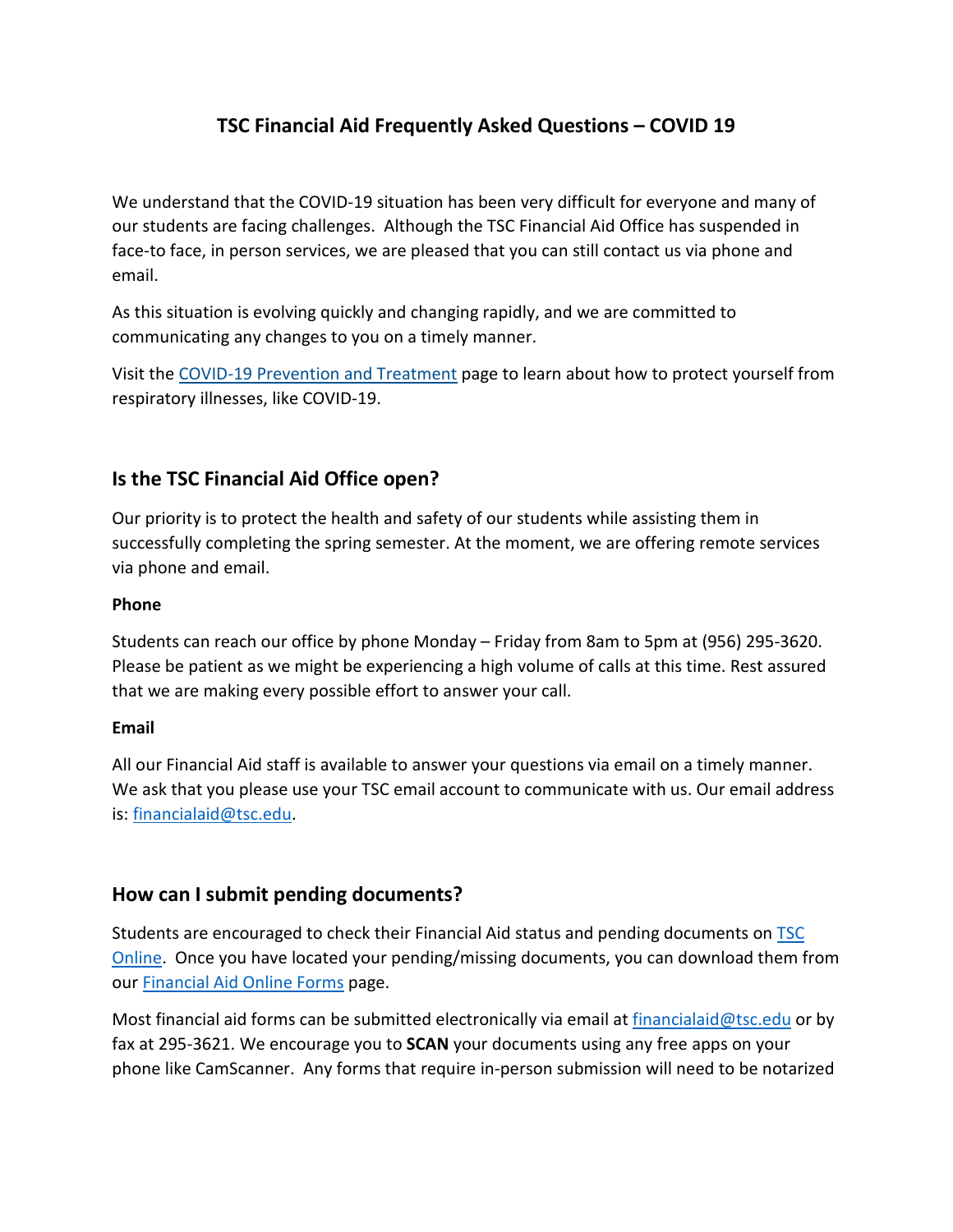# TSC Financial Aid Frequently Asked Questions – COVID 19

We understand that the COVID-19 situation has been very difficult for everyone and many of our students are facing challenges. Although the TSC Financial Aid Office has suspended in face-to face, in person services, we are pleased that you can still contact us via phone and email.

As this situation is evolving quickly and changing rapidly, and we are committed to communicating any changes to you on a timely manner.

Visit the [COVID-19 Prevention and Treatment](#) page to learn about how to protect yourself from respiratory illnesses, like COVID-19.

## Is the TSC Financial Aid Office open?

Our priority is to protect the health and safety of our students while assisting them in successfully completing the spring semester. At the moment, we are offering remote services via phone and email.

**Phone**

Students can reach our office by phone Monday – Friday from 8am to 5pm at (956) 295-3620. Please be patient as we might be experiencing a high volume of calls at this time. Rest assured that we are making every possible effort to answer your call.

**Email**

All our Financial Aid staff is available to answer your questions via email on a timely manner. We ask that you please use your TSC email account to communicate with us. Our email address is: [financialaid@tsc.edu](mailto:financialaid@tsc.edu).

## How can I submit pending documents?

Students are encouraged to check their Financial Aid status and pending documents on [TSC Online](#). Once you have located your pending/missing documents, you can download them from our [Financial Aid Online Forms](#) page.

Most financial aid forms can be submitted electronically via email at [financialaid@tsc.edu](mailto:financialaid@tsc.edu) or by fax at 295-3621. We encourage you to **SCAN** your documents using any free apps on your phone like CamScanner. Any forms that require in-person submission will need to be notarized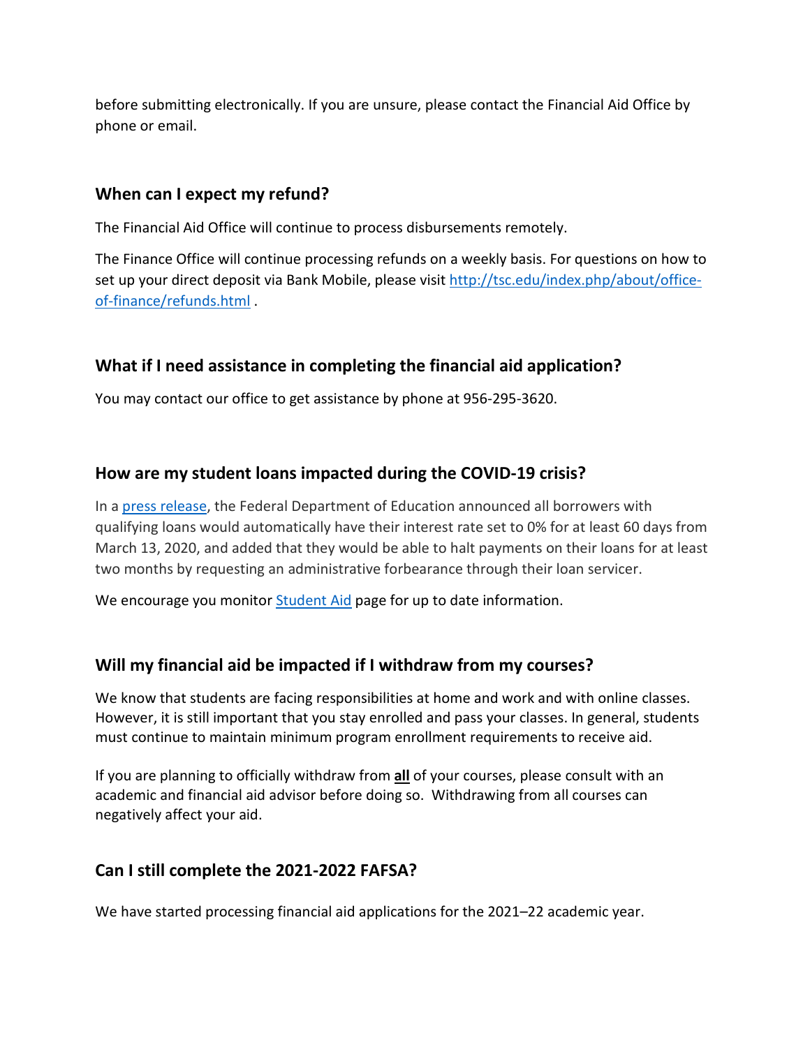before submitting electronically. If you are unsure, please contact the Financial Aid Office by phone or email.

### When can I expect my refund?

The Financial Aid Office will continue to process disbursements remotely.

The Finance Office will continue processing refunds on a weekly basis. For questions on how to set up your direct deposit via Bank Mobile, please visit [http://tsc.edu/index.php/about/office-of-finance/refunds.html](http://tsc.edu/index.php/about/office-of-finance/refunds.html) .

### What if I need assistance in completing the financial aid application?

You may contact our office to get assistance by phone at 956-295-3620.

### How are my student loans impacted during the COVID-19 crisis?

In a press release, the Federal Department of Education announced all borrowers with qualifying loans would automatically have their interest rate set to 0% for at least 60 days from March 13, 2020, and added that they would be able to halt payments on their loans for at least two months by requesting an administrative forbearance through their loan servicer.

We encourage you monitor Student Aid page for up to date information.

### Will my financial aid be impacted if I withdraw from my courses?

We know that students are facing responsibilities at home and work and with online classes. However, it is still important that you stay enrolled and pass your classes. In general, students must continue to maintain minimum program enrollment requirements to receive aid.

If you are planning to officially withdraw from **all** of your courses, please consult with an academic and financial aid advisor before doing so. Withdrawing from all courses can negatively affect your aid.

### Can I still complete the 2021-2022 FAFSA?

We have started processing financial aid applications for the 2021–22 academic year.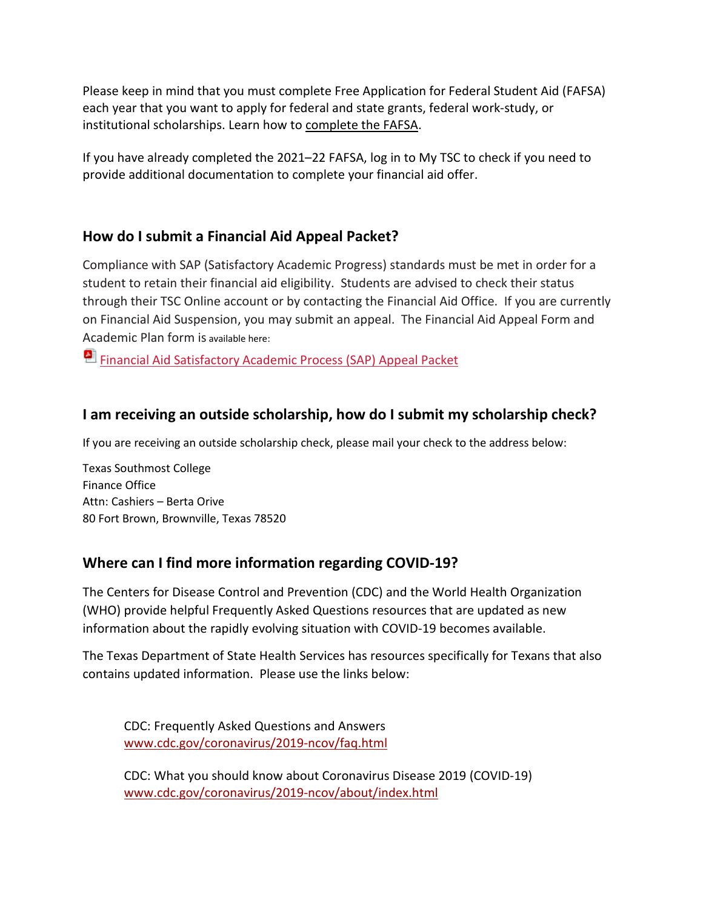Please keep in mind that you must complete Free Application for Federal Student Aid (FAFSA) each year that you want to apply for federal and state grants, federal work-study, or institutional scholarships. Learn how to complete the FAFSA.

If you have already completed the 2021–22 FAFSA, log in to My TSC to check if you need to provide additional documentation to complete your financial aid offer.

## How do I submit a Financial Aid Appeal Packet?

Compliance with SAP (Satisfactory Academic Progress) standards must be met in order for a student to retain their financial aid eligibility. Students are advised to check their status through their TSC Online account or by contacting the Financial Aid Office. If you are currently on Financial Aid Suspension, you may submit an appeal. The Financial Aid Appeal Form and Academic Plan form is available here:

Financial Aid Satisfactory Academic Process (SAP) Appeal Packet

## I am receiving an outside scholarship, how do I submit my scholarship check?

If you are receiving an outside scholarship check, please mail your check to the address below:

Texas Southmost College
Finance Office
Attn: Cashiers – Berta Orive
80 Fort Brown, Brownville, Texas 78520

## Where can I find more information regarding COVID-19?

The Centers for Disease Control and Prevention (CDC) and the World Health Organization (WHO) provide helpful Frequently Asked Questions resources that are updated as new information about the rapidly evolving situation with COVID-19 becomes available.

The Texas Department of State Health Services has resources specifically for Texans that also contains updated information. Please use the links below:

CDC: Frequently Asked Questions and Answers
www.cdc.gov/coronavirus/2019-ncov/faq.html

CDC: What you should know about Coronavirus Disease 2019 (COVID-19)
www.cdc.gov/coronavirus/2019-ncov/about/index.html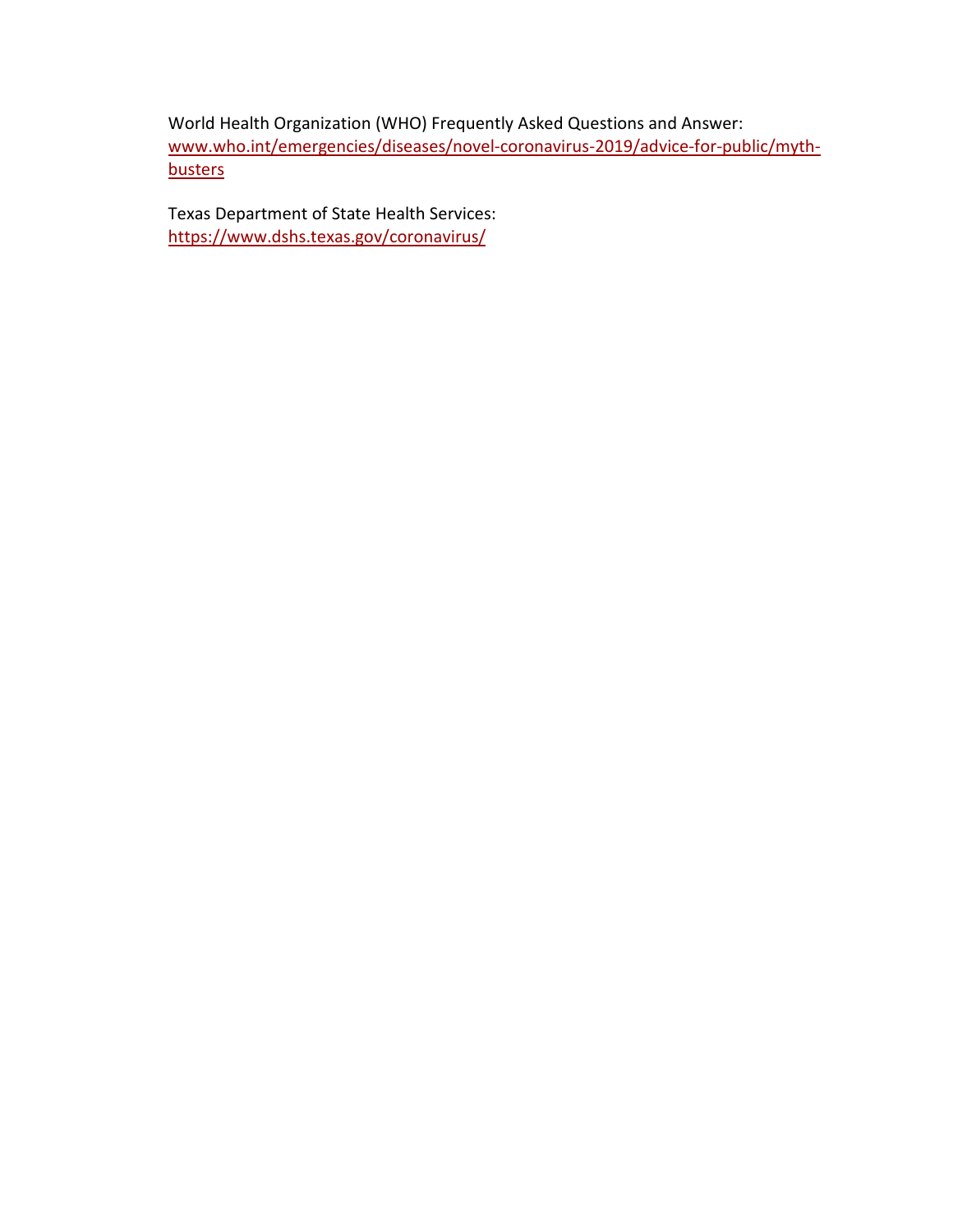World Health Organization (WHO) Frequently Asked Questions and Answer:
[www.who.int/emergencies/diseases/novel-coronavirus-2019/advice-for-public/myth-busters](www.who.int/emergencies/diseases/novel-coronavirus-2019/advice-for-public/myth-busters)

Texas Department of State Health Services:
[https://www.dshs.texas.gov/coronavirus/](https://www.dshs.texas.gov/coronavirus/)